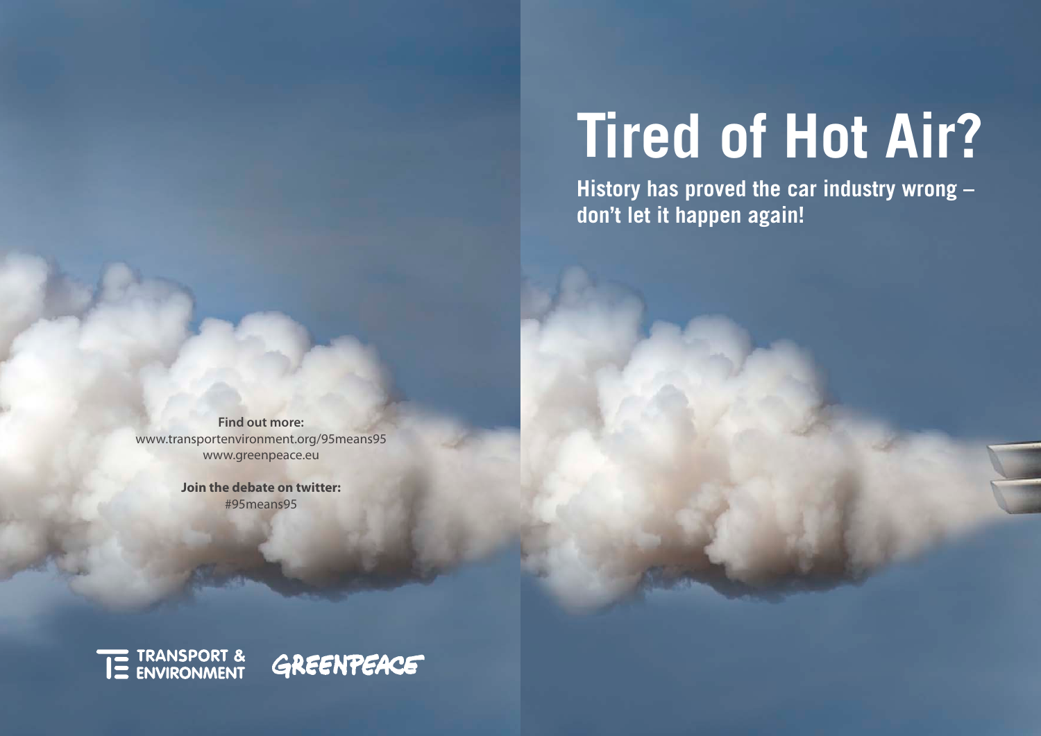# Tired of Hot Air?

**History has proved the car industry wrong – don't let it happen again!**

**Find out more:**
www.transportenvironment.org/95means95
www.greenpeace.eu

**Join the debate on twitter:**
#95means95

TRANSPORT & ENVIRONMENT

GREENPEACE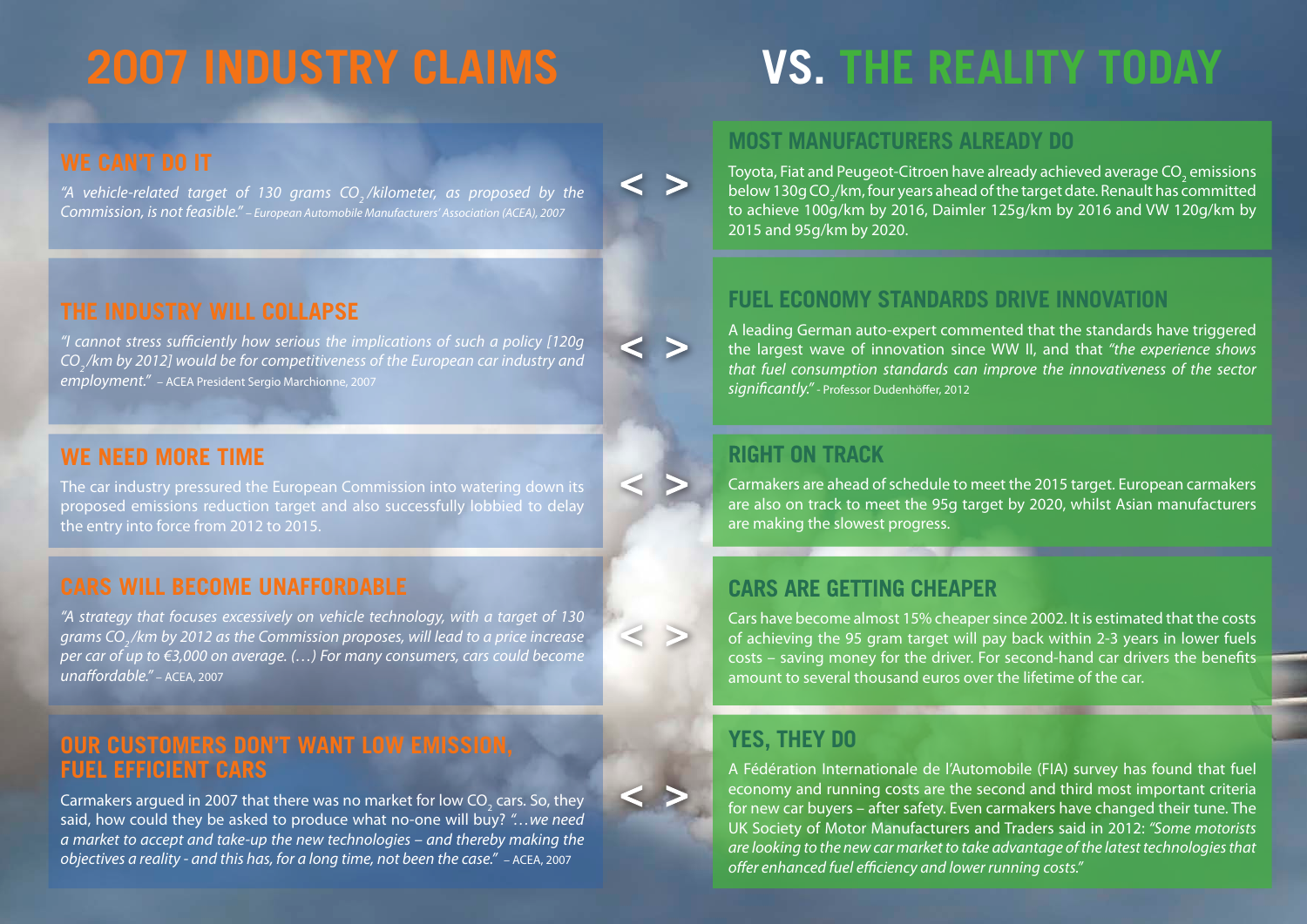# 2007 INDUSTRY CLAIMS VS. THE REALITY TODAY

## WE CAN'T DO IT

*"A vehicle-related target of 130 grams $CO_2$/kilometer, as proposed by the Commission, is not feasible."* – European Automobile Manufacturers' Association (ACEA), 2007

## MOST MANUFACTURERS ALREADY DO

Toyota, Fiat and Peugeot-Citroen have already achieved average $CO_2$ emissions below 130g $CO_2$/km, four years ahead of the target date. Renault has committed to achieve 100g/km by 2016, Daimler 125g/km by 2016 and VW 120g/km by 2015 and 95g/km by 2020.

## THE INDUSTRY WILL COLLAPSE

*"I cannot stress sufficiently how serious the implications of such a policy [120g $CO_2$/km by 2012] would be for competitiveness of the European car industry and employment."* – ACEA President Sergio Marchionne, 2007

## FUEL ECONOMY STANDARDS DRIVE INNOVATION

A leading German auto-expert commented that the standards have triggered the largest wave of innovation since WW II, and that *"the experience shows that fuel consumption standards can improve the innovativeness of the sector significantly."* - Professor Dudenhöffer, 2012

## WE NEED MORE TIME

The car industry pressured the European Commission into watering down its proposed emissions reduction target and also successfully lobbied to delay the entry into force from 2012 to 2015.

## RIGHT ON TRACK

Carmakers are ahead of schedule to meet the 2015 target. European carmakers are also on track to meet the 95g target by 2020, whilst Asian manufacturers are making the slowest progress.

## CARS WILL BECOME UNAFFORDABLE

*"A strategy that focuses excessively on vehicle technology, with a target of 130 grams $CO_2$/km by 2012 as the Commission proposes, will lead to a price increase per car of up to €3,000 on average. (…) For many consumers, cars could become unaffordable."* – ACEA, 2007

## CARS ARE GETTING CHEAPER

Cars have become almost 15% cheaper since 2002. It is estimated that the costs of achieving the 95 gram target will pay back within 2-3 years in lower fuels costs – saving money for the driver. For second-hand car drivers the benefits amount to several thousand euros over the lifetime of the car.

## OUR CUSTOMERS DON'T WANT LOW EMISSION, FUEL EFFICIENT CARS

Carmakers argued in 2007 that there was no market for low $CO_2$ cars. So, they said, how could they be asked to produce what no-one will buy? *"…we need a market to accept and take-up the new technologies – and thereby making the objectives a reality - and this has, for a long time, not been the case."* – ACEA, 2007

## YES, THEY DO

A Fédération Internationale de l'Automobile (FIA) survey has found that fuel economy and running costs are the second and third most important criteria for new car buyers – after safety. Even carmakers have changed their tune. The UK Society of Motor Manufacturers and Traders said in 2012: *"Some motorists are looking to the new car market to take advantage of the latest technologies that offer enhanced fuel efficiency and lower running costs."*